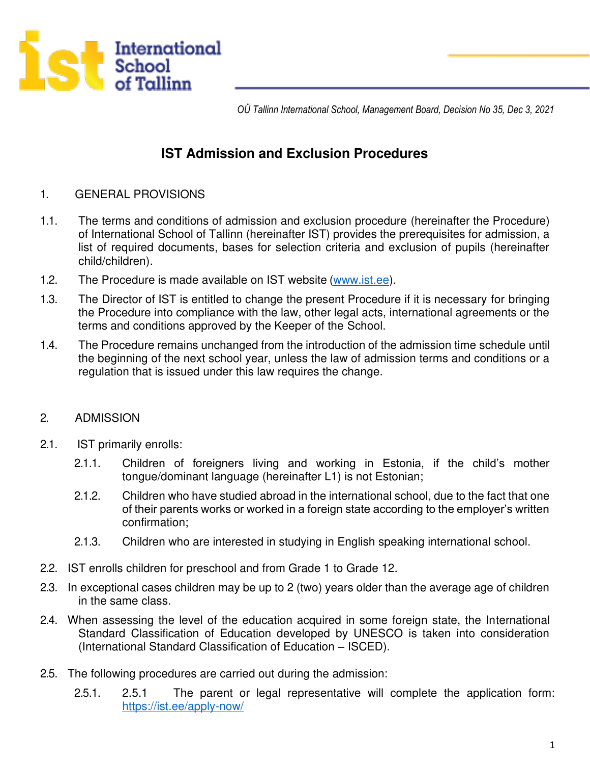*OÜ Tallinn International School, Management Board, Decision No 35, Dec 3, 2021*

# IST Admission and Exclusion Procedures

## 1. GENERAL PROVISIONS

1.1. The terms and conditions of admission and exclusion procedure (hereinafter the Procedure) of International School of Tallinn (hereinafter IST) provides the prerequisites for admission, a list of required documents, bases for selection criteria and exclusion of pupils (hereinafter child/children).

1.2. The Procedure is made available on IST website ([www.ist.ee](www.ist.ee)).

1.3. The Director of IST is entitled to change the present Procedure if it is necessary for bringing the Procedure into compliance with the law, other legal acts, international agreements or the terms and conditions approved by the Keeper of the School.

1.4. The Procedure remains unchanged from the introduction of the admission time schedule until the beginning of the next school year, unless the law of admission terms and conditions or a regulation that is issued under this law requires the change.

## 2. ADMISSION

2.1. IST primarily enrolls:

2.1.1. Children of foreigners living and working in Estonia, if the child's mother tongue/dominant language (hereinafter L1) is not Estonian;

2.1.2. Children who have studied abroad in the international school, due to the fact that one of their parents works or worked in a foreign state according to the employer's written confirmation;

2.1.3. Children who are interested in studying in English speaking international school.

2.2. IST enrolls children for preschool and from Grade 1 to Grade 12.

2.3. In exceptional cases children may be up to 2 (two) years older than the average age of children in the same class.

2.4. When assessing the level of the education acquired in some foreign state, the International Standard Classification of Education developed by UNESCO is taken into consideration (International Standard Classification of Education – ISCED).

2.5. The following procedures are carried out during the admission:

2.5.1. 2.5.1 The parent or legal representative will complete the application form: [https://ist.ee/apply-now/](https://ist.ee/apply-now/)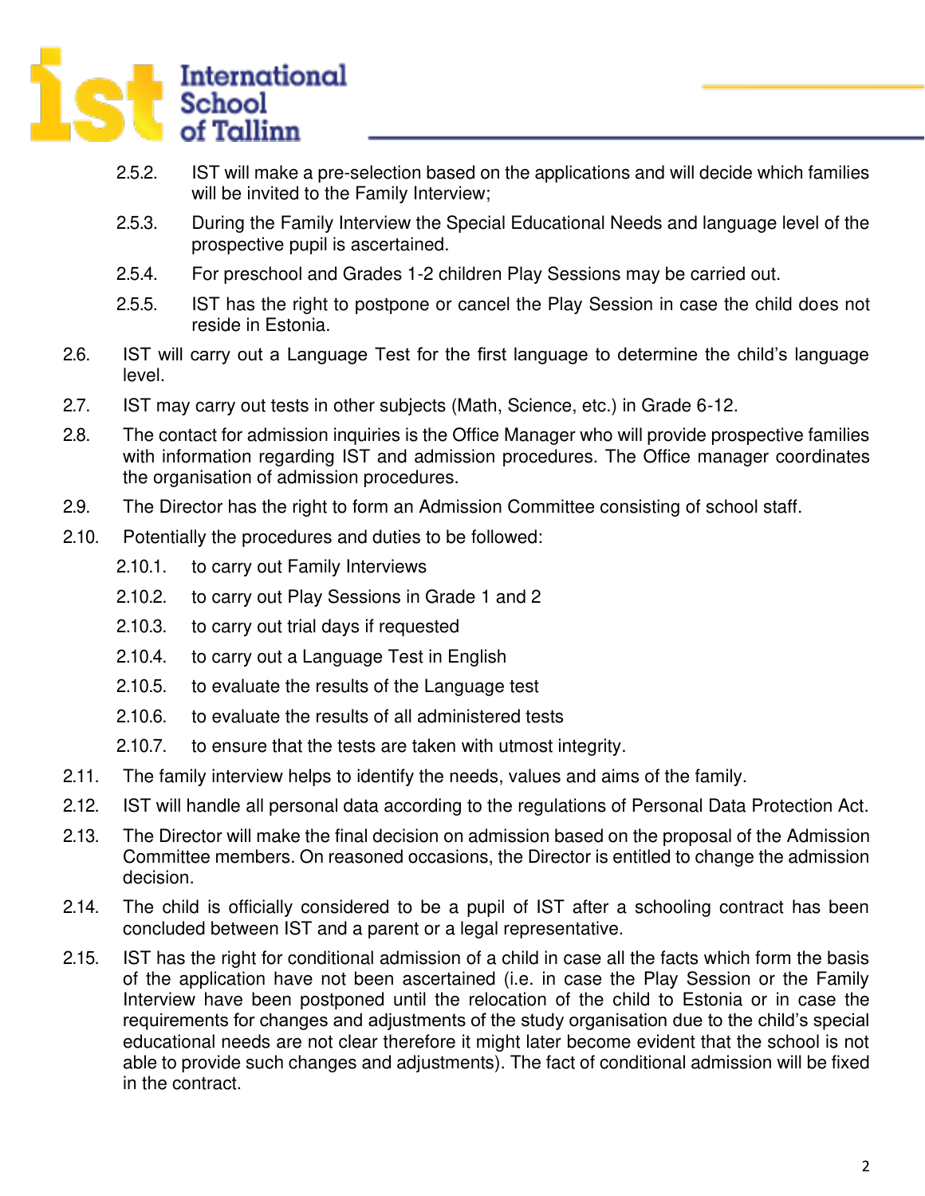2.5.2. IST will make a pre-selection based on the applications and will decide which families will be invited to the Family Interview;

2.5.3. During the Family Interview the Special Educational Needs and language level of the prospective pupil is ascertained.

2.5.4. For preschool and Grades 1-2 children Play Sessions may be carried out.

2.5.5. IST has the right to postpone or cancel the Play Session in case the child does not reside in Estonia.

2.6. IST will carry out a Language Test for the first language to determine the child's language level.

2.7. IST may carry out tests in other subjects (Math, Science, etc.) in Grade 6-12.

2.8. The contact for admission inquiries is the Office Manager who will provide prospective families with information regarding IST and admission procedures. The Office manager coordinates the organisation of admission procedures.

2.9. The Director has the right to form an Admission Committee consisting of school staff.

2.10. Potentially the procedures and duties to be followed:

2.10.1. to carry out Family Interviews

2.10.2. to carry out Play Sessions in Grade 1 and 2

2.10.3. to carry out trial days if requested

2.10.4. to carry out a Language Test in English

2.10.5. to evaluate the results of the Language test

2.10.6. to evaluate the results of all administered tests

2.10.7. to ensure that the tests are taken with utmost integrity.

2.11. The family interview helps to identify the needs, values and aims of the family.

2.12. IST will handle all personal data according to the regulations of Personal Data Protection Act.

2.13. The Director will make the final decision on admission based on the proposal of the Admission Committee members. On reasoned occasions, the Director is entitled to change the admission decision.

2.14. The child is officially considered to be a pupil of IST after a schooling contract has been concluded between IST and a parent or a legal representative.

2.15. IST has the right for conditional admission of a child in case all the facts which form the basis of the application have not been ascertained (i.e. in case the Play Session or the Family Interview have been postponed until the relocation of the child to Estonia or in case the requirements for changes and adjustments of the study organisation due to the child's special educational needs are not clear therefore it might later become evident that the school is not able to provide such changes and adjustments). The fact of conditional admission will be fixed in the contract.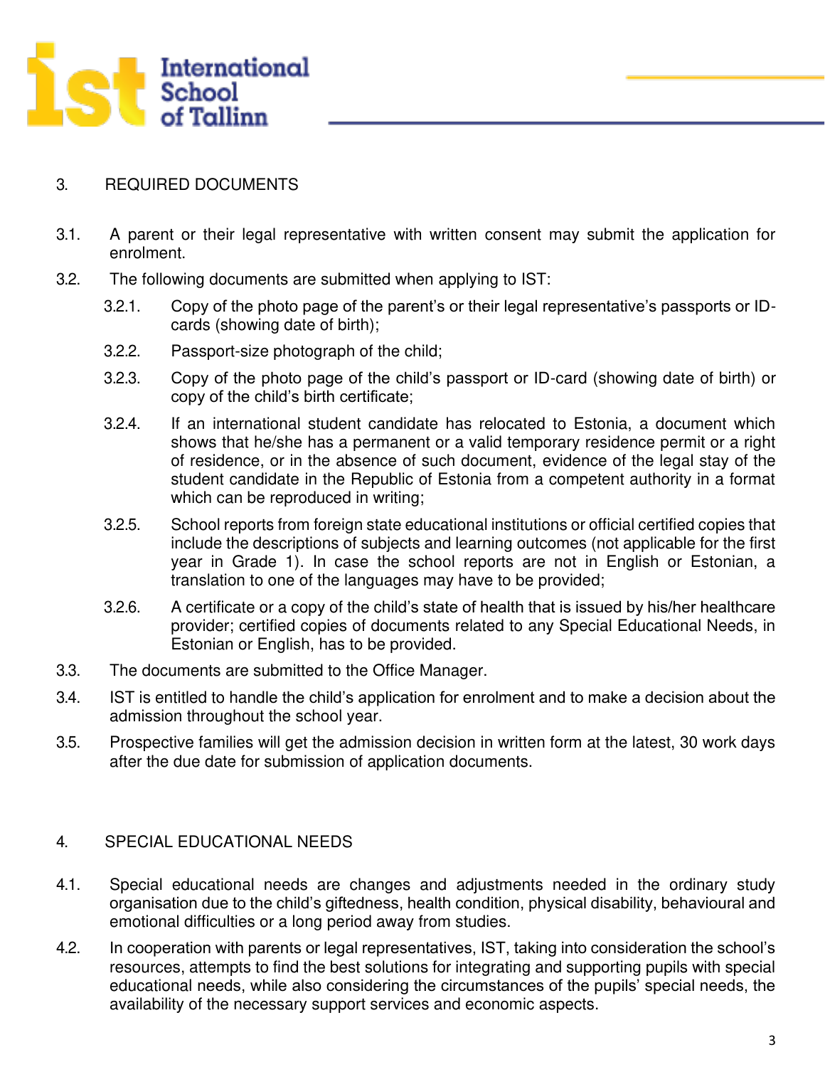## 3. REQUIRED DOCUMENTS

3.1. A parent or their legal representative with written consent may submit the application for enrolment.

3.2. The following documents are submitted when applying to IST:

- 3.2.1. Copy of the photo page of the parent's or their legal representative's passports or ID-cards (showing date of birth);
- 3.2.2. Passport-size photograph of the child;
- 3.2.3. Copy of the photo page of the child's passport or ID-card (showing date of birth) or copy of the child's birth certificate;
- 3.2.4. If an international student candidate has relocated to Estonia, a document which shows that he/she has a permanent or a valid temporary residence permit or a right of residence, or in the absence of such document, evidence of the legal stay of the student candidate in the Republic of Estonia from a competent authority in a format which can be reproduced in writing;
- 3.2.5. School reports from foreign state educational institutions or official certified copies that include the descriptions of subjects and learning outcomes (not applicable for the first year in Grade 1). In case the school reports are not in English or Estonian, a translation to one of the languages may have to be provided;
- 3.2.6. A certificate or a copy of the child's state of health that is issued by his/her healthcare provider; certified copies of documents related to any Special Educational Needs, in Estonian or English, has to be provided.

3.3. The documents are submitted to the Office Manager.

3.4. IST is entitled to handle the child's application for enrolment and to make a decision about the admission throughout the school year.

3.5. Prospective families will get the admission decision in written form at the latest, 30 work days after the due date for submission of application documents.

## 4. SPECIAL EDUCATIONAL NEEDS

4.1. Special educational needs are changes and adjustments needed in the ordinary study organisation due to the child's giftedness, health condition, physical disability, behavioural and emotional difficulties or a long period away from studies.

4.2. In cooperation with parents or legal representatives, IST, taking into consideration the school's resources, attempts to find the best solutions for integrating and supporting pupils with special educational needs, while also considering the circumstances of the pupils' special needs, the availability of the necessary support services and economic aspects.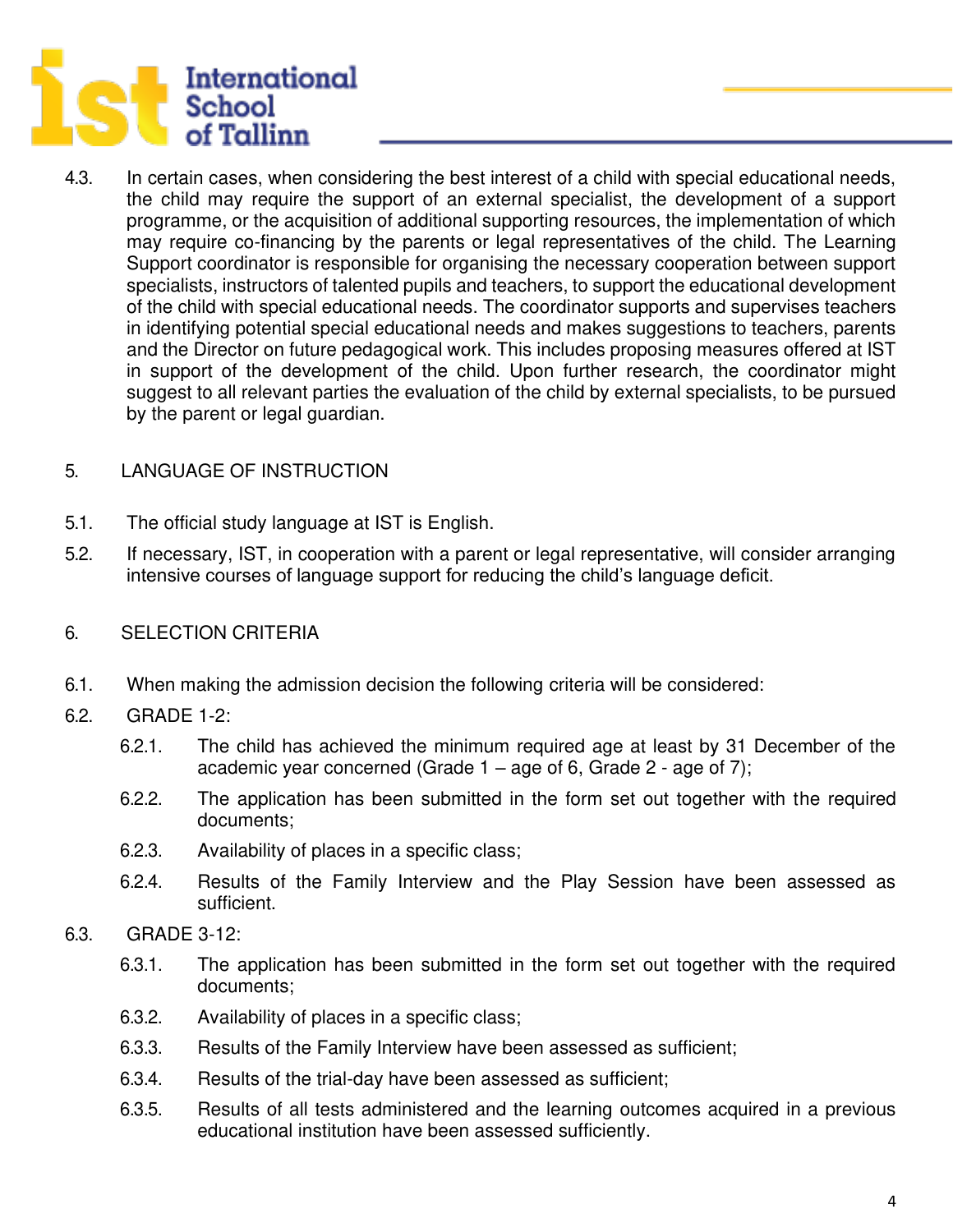4.3. In certain cases, when considering the best interest of a child with special educational needs, the child may require the support of an external specialist, the development of a support programme, or the acquisition of additional supporting resources, the implementation of which may require co-financing by the parents or legal representatives of the child. The Learning Support coordinator is responsible for organising the necessary cooperation between support specialists, instructors of talented pupils and teachers, to support the educational development of the child with special educational needs. The coordinator supports and supervises teachers in identifying potential special educational needs and makes suggestions to teachers, parents and the Director on future pedagogical work. This includes proposing measures offered at IST in support of the development of the child. Upon further research, the coordinator might suggest to all relevant parties the evaluation of the child by external specialists, to be pursued by the parent or legal guardian.

## 5. LANGUAGE OF INSTRUCTION

5.1. The official study language at IST is English.

5.2. If necessary, IST, in cooperation with a parent or legal representative, will consider arranging intensive courses of language support for reducing the child's language deficit.

## 6. SELECTION CRITERIA

6.1. When making the admission decision the following criteria will be considered:

6.2. GRADE 1-2:

- 6.2.1. The child has achieved the minimum required age at least by 31 December of the academic year concerned (Grade 1 – age of 6, Grade 2 - age of 7);
- 6.2.2. The application has been submitted in the form set out together with the required documents;
- 6.2.3. Availability of places in a specific class;
- 6.2.4. Results of the Family Interview and the Play Session have been assessed as sufficient.

6.3. GRADE 3-12:

- 6.3.1. The application has been submitted in the form set out together with the required documents;
- 6.3.2. Availability of places in a specific class;
- 6.3.3. Results of the Family Interview have been assessed as sufficient;
- 6.3.4. Results of the trial-day have been assessed as sufficient;
- 6.3.5. Results of all tests administered and the learning outcomes acquired in a previous educational institution have been assessed sufficiently.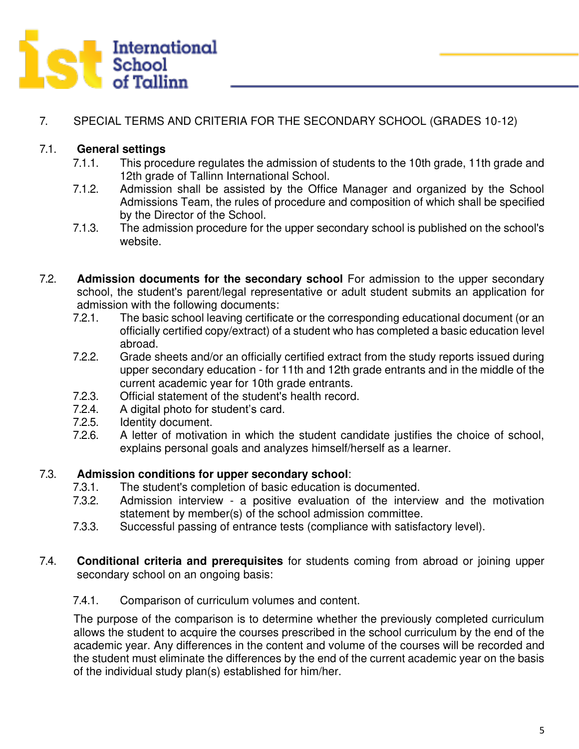## 7. SPECIAL TERMS AND CRITERIA FOR THE SECONDARY SCHOOL (GRADES 10-12)

### 7.1. General settings

7.1.1. This procedure regulates the admission of students to the 10th grade, 11th grade and 12th grade of Tallinn International School.

7.1.2. Admission shall be assisted by the Office Manager and organized by the School Admissions Team, the rules of procedure and composition of which shall be specified by the Director of the School.

7.1.3. The admission procedure for the upper secondary school is published on the school's website.

### 7.2. Admission documents for the secondary school

For admission to the upper secondary school, the student's parent/legal representative or adult student submits an application for admission with the following documents:

7.2.1. The basic school leaving certificate or the corresponding educational document (or an officially certified copy/extract) of a student who has completed a basic education level abroad.

7.2.2. Grade sheets and/or an officially certified extract from the study reports issued during upper secondary education - for 11th and 12th grade entrants and in the middle of the current academic year for 10th grade entrants.

7.2.3. Official statement of the student's health record.

7.2.4. A digital photo for student's card.

7.2.5. Identity document.

7.2.6. A letter of motivation in which the student candidate justifies the choice of school, explains personal goals and analyzes himself/herself as a learner.

### 7.3. Admission conditions for upper secondary school:

7.3.1. The student's completion of basic education is documented.

7.3.2. Admission interview - a positive evaluation of the interview and the motivation statement by member(s) of the school admission committee.

7.3.3. Successful passing of entrance tests (compliance with satisfactory level).

### 7.4. Conditional criteria and prerequisites

for students coming from abroad or joining upper secondary school on an ongoing basis:

7.4.1. Comparison of curriculum volumes and content.

The purpose of the comparison is to determine whether the previously completed curriculum allows the student to acquire the courses prescribed in the school curriculum by the end of the academic year. Any differences in the content and volume of the courses will be recorded and the student must eliminate the differences by the end of the current academic year on the basis of the individual study plan(s) established for him/her.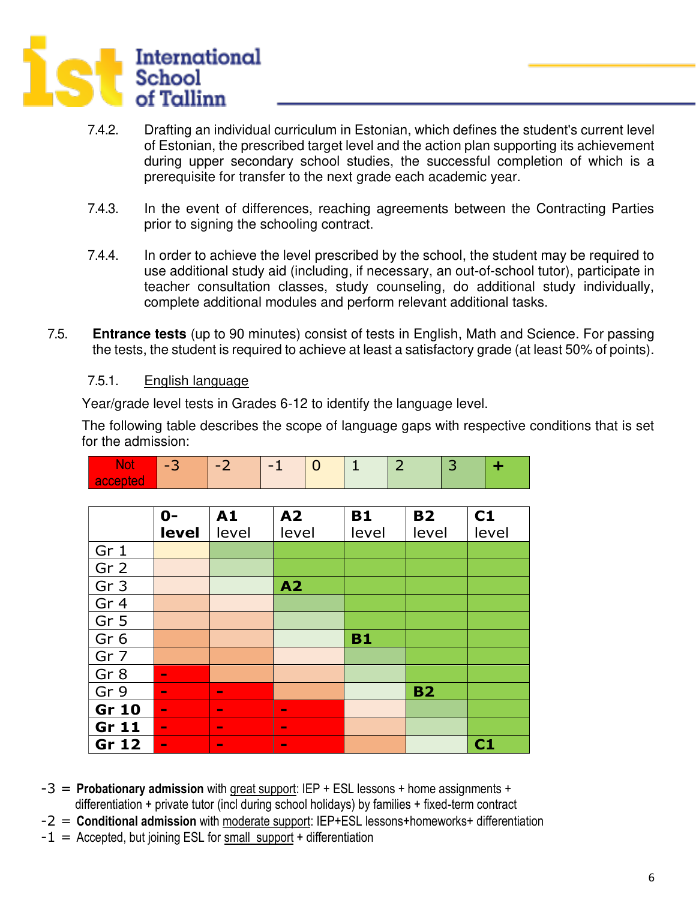7.4.2. Drafting an individual curriculum in Estonian, which defines the student's current level of Estonian, the prescribed target level and the action plan supporting its achievement during upper secondary school studies, the successful completion of which is a prerequisite for transfer to the next grade each academic year.

7.4.3. In the event of differences, reaching agreements between the Contracting Parties prior to signing the schooling contract.

7.4.4. In order to achieve the level prescribed by the school, the student may be required to use additional study aid (including, if necessary, an out-of-school tutor), participate in teacher consultation classes, study counseling, do additional study individually, complete additional modules and perform relevant additional tasks.

7.5. **Entrance tests** (up to 90 minutes) consist of tests in English, Math and Science. For passing the tests, the student is required to achieve at least a satisfactory grade (at least 50% of points).

7.5.1. <u>English language</u>

Year/grade level tests in Grades 6-12 to identify the language level.

The following table describes the scope of language gaps with respective conditions that is set for the admission:

| Not accepted | -3 | -2 | -1 | 0 | 1 | 2 | 3 | + |
|---|---|---|---|---|---|---|---|---|

| | 0-level | A1 level | A2 level | B1 level | B2 level | C1 level |
|---|---|---|---|---|---|---|
| Gr 1 | 0 | 3 | + | + | + | + |
| Gr 2 | -1 | 2 | + | + | + | + |
| Gr 3 | -1 | 1 | A2 | + | + | + |
| Gr 4 | -2 | -1 | 3 | + | + | + |
| Gr 5 | -2 | -2 | 2 | + | + | + |
| Gr 6 | -3 | -2 | 1 | B1 | + | + |
| Gr 7 | -3 | -3 | -1 | 3 | + | + |
| Gr 8 | - | -3 | -2 | 2 | + | + |
| Gr 9 | - | - | -3 | 1 | B2 | + |
| **Gr 10** | - | - | - | -1 | 3 | + |
| **Gr 11** | - | - | - | -2 | 2 | + |
| **Gr 12** | - | - | - | -3 | 1 | C1 |

-3 = **Probationary admission** with <u>great support</u>: IEP + ESL lessons + home assignments + differentiation + private tutor (incl during school holidays) by families + fixed-term contract

-2 = **Conditional admission** with <u>moderate support</u>: IEP+ESL lessons+homeworks+ differentiation

-1 = Accepted, but joining ESL for <u>small support</u> + differentiation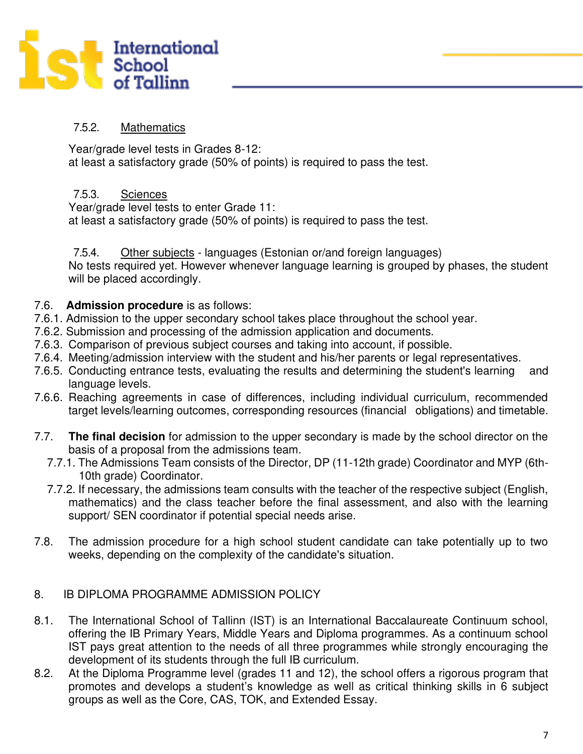7.5.2. Mathematics

Year/grade level tests in Grades 8-12:
at least a satisfactory grade (50% of points) is required to pass the test.

7.5.3. Sciences

Year/grade level tests to enter Grade 11:
at least a satisfactory grade (50% of points) is required to pass the test.

7.5.4. Other subjects - languages (Estonian or/and foreign languages)

No tests required yet. However whenever language learning is grouped by phases, the student will be placed accordingly.

7.6. **Admission procedure** is as follows:

7.6.1. Admission to the upper secondary school takes place throughout the school year.
7.6.2. Submission and processing of the admission application and documents.
7.6.3. Comparison of previous subject courses and taking into account, if possible.
7.6.4. Meeting/admission interview with the student and his/her parents or legal representatives.
7.6.5. Conducting entrance tests, evaluating the results and determining the student's learning and language levels.
7.6.6. Reaching agreements in case of differences, including individual curriculum, recommended target levels/learning outcomes, corresponding resources (financial obligations) and timetable.

7.7. **The final decision** for admission to the upper secondary is made by the school director on the basis of a proposal from the admissions team.

7.7.1. The Admissions Team consists of the Director, DP (11-12th grade) Coordinator and MYP (6th-10th grade) Coordinator.
7.7.2. If necessary, the admissions team consults with the teacher of the respective subject (English, mathematics) and the class teacher before the final assessment, and also with the learning support/ SEN coordinator if potential special needs arise.

7.8. The admission procedure for a high school student candidate can take potentially up to two weeks, depending on the complexity of the candidate's situation.

## 8. IB DIPLOMA PROGRAMME ADMISSION POLICY

8.1. The International School of Tallinn (IST) is an International Baccalaureate Continuum school, offering the IB Primary Years, Middle Years and Diploma programmes. As a continuum school IST pays great attention to the needs of all three programmes while strongly encouraging the development of its students through the full IB curriculum.

8.2. At the Diploma Programme level (grades 11 and 12), the school offers a rigorous program that promotes and develops a student's knowledge as well as critical thinking skills in 6 subject groups as well as the Core, CAS, TOK, and Extended Essay.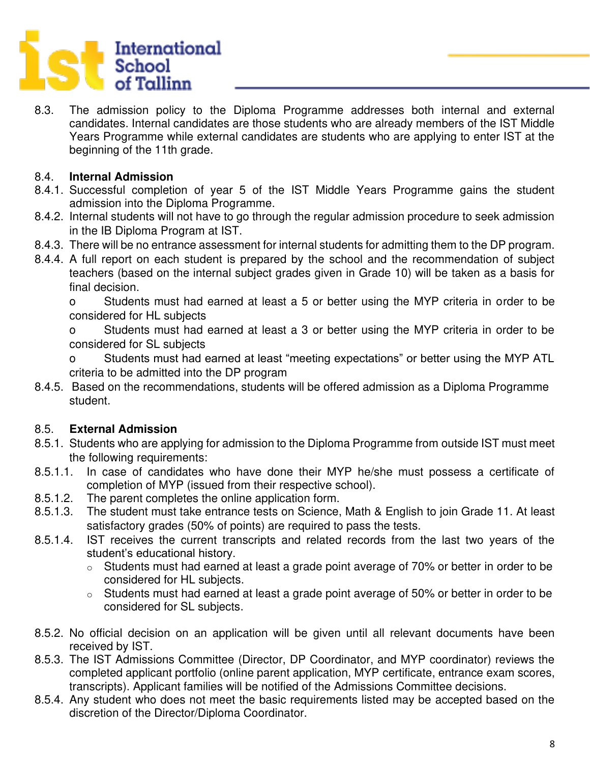8.3. The admission policy to the Diploma Programme addresses both internal and external candidates. Internal candidates are those students who are already members of the IST Middle Years Programme while external candidates are students who are applying to enter IST at the beginning of the 11th grade.

8.4. **Internal Admission**

8.4.1. Successful completion of year 5 of the IST Middle Years Programme gains the student admission into the Diploma Programme.

8.4.2. Internal students will not have to go through the regular admission procedure to seek admission in the IB Diploma Program at IST.

8.4.3. There will be no entrance assessment for internal students for admitting them to the DP program.

8.4.4. A full report on each student is prepared by the school and the recommendation of subject teachers (based on the internal subject grades given in Grade 10) will be taken as a basis for final decision.

- Students must had earned at least a 5 or better using the MYP criteria in order to be considered for HL subjects
- Students must had earned at least a 3 or better using the MYP criteria in order to be considered for SL subjects
- Students must had earned at least "meeting expectations" or better using the MYP ATL criteria to be admitted into the DP program

8.4.5. Based on the recommendations, students will be offered admission as a Diploma Programme student.

8.5. **External Admission**

8.5.1. Students who are applying for admission to the Diploma Programme from outside IST must meet the following requirements:

8.5.1.1. In case of candidates who have done their MYP he/she must possess a certificate of completion of MYP (issued from their respective school).

8.5.1.2. The parent completes the online application form.

8.5.1.3. The student must take entrance tests on Science, Math & English to join Grade 11. At least satisfactory grades (50% of points) are required to pass the tests.

8.5.1.4. IST receives the current transcripts and related records from the last two years of the student's educational history.

- Students must had earned at least a grade point average of 70% or better in order to be considered for HL subjects.
- Students must had earned at least a grade point average of 50% or better in order to be considered for SL subjects.

8.5.2. No official decision on an application will be given until all relevant documents have been received by IST.

8.5.3. The IST Admissions Committee (Director, DP Coordinator, and MYP coordinator) reviews the completed applicant portfolio (online parent application, MYP certificate, entrance exam scores, transcripts). Applicant families will be notified of the Admissions Committee decisions.

8.5.4. Any student who does not meet the basic requirements listed may be accepted based on the discretion of the Director/Diploma Coordinator.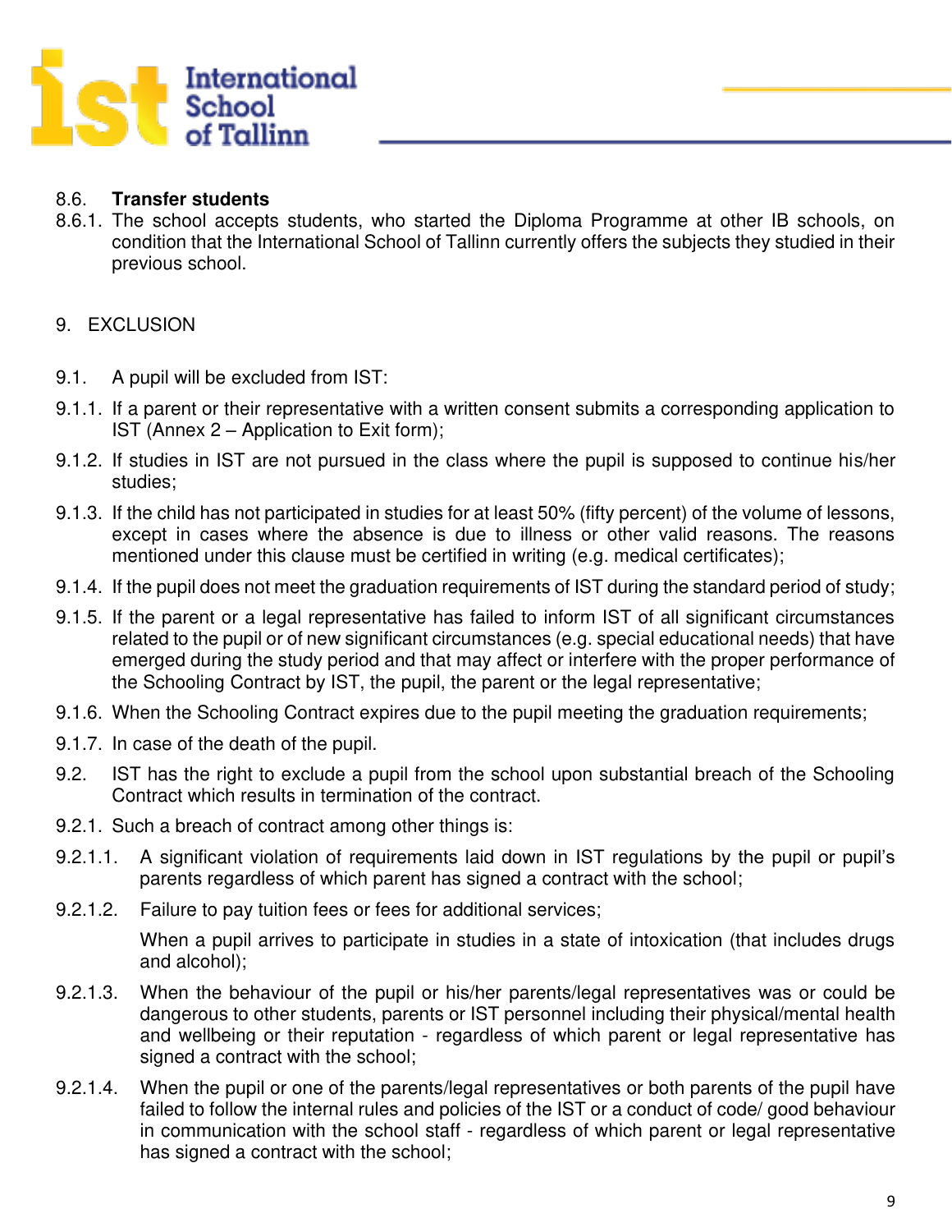8.6. **Transfer students**

8.6.1. The school accepts students, who started the Diploma Programme at other IB schools, on condition that the International School of Tallinn currently offers the subjects they studied in their previous school.

9. EXCLUSION

9.1. A pupil will be excluded from IST:

9.1.1. If a parent or their representative with a written consent submits a corresponding application to IST (Annex 2 – Application to Exit form);

9.1.2. If studies in IST are not pursued in the class where the pupil is supposed to continue his/her studies;

9.1.3. If the child has not participated in studies for at least 50% (fifty percent) of the volume of lessons, except in cases where the absence is due to illness or other valid reasons. The reasons mentioned under this clause must be certified in writing (e.g. medical certificates);

9.1.4. If the pupil does not meet the graduation requirements of IST during the standard period of study;

9.1.5. If the parent or a legal representative has failed to inform IST of all significant circumstances related to the pupil or of new significant circumstances (e.g. special educational needs) that have emerged during the study period and that may affect or interfere with the proper performance of the Schooling Contract by IST, the pupil, the parent or the legal representative;

9.1.6. When the Schooling Contract expires due to the pupil meeting the graduation requirements;

9.1.7. In case of the death of the pupil.

9.2. IST has the right to exclude a pupil from the school upon substantial breach of the Schooling Contract which results in termination of the contract.

9.2.1. Such a breach of contract among other things is:

9.2.1.1. A significant violation of requirements laid down in IST regulations by the pupil or pupil's parents regardless of which parent has signed a contract with the school;

9.2.1.2. Failure to pay tuition fees or fees for additional services;

When a pupil arrives to participate in studies in a state of intoxication (that includes drugs and alcohol);

9.2.1.3. When the behaviour of the pupil or his/her parents/legal representatives was or could be dangerous to other students, parents or IST personnel including their physical/mental health and wellbeing or their reputation - regardless of which parent or legal representative has signed a contract with the school;

9.2.1.4. When the pupil or one of the parents/legal representatives or both parents of the pupil have failed to follow the internal rules and policies of the IST or a conduct of code/ good behaviour in communication with the school staff - regardless of which parent or legal representative has signed a contract with the school;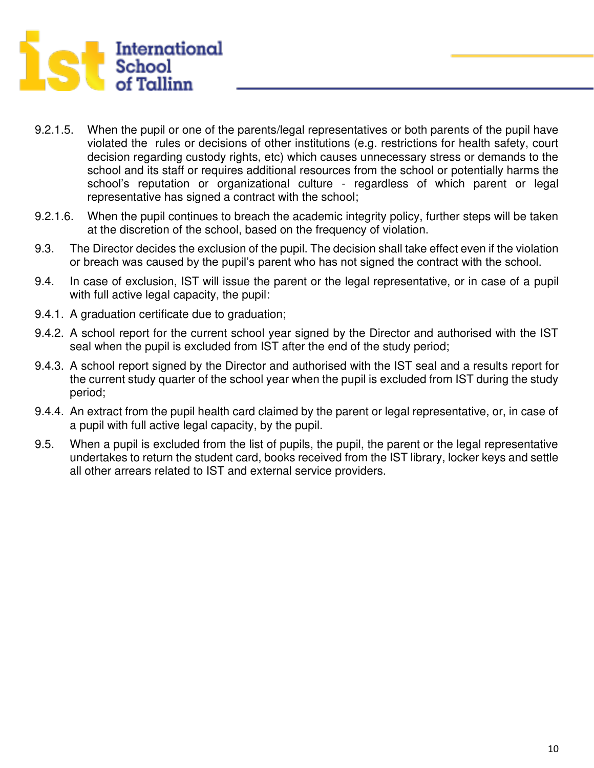9.2.1.5. When the pupil or one of the parents/legal representatives or both parents of the pupil have violated the rules or decisions of other institutions (e.g. restrictions for health safety, court decision regarding custody rights, etc) which causes unnecessary stress or demands to the school and its staff or requires additional resources from the school or potentially harms the school's reputation or organizational culture - regardless of which parent or legal representative has signed a contract with the school;

9.2.1.6. When the pupil continues to breach the academic integrity policy, further steps will be taken at the discretion of the school, based on the frequency of violation.

9.3. The Director decides the exclusion of the pupil. The decision shall take effect even if the violation or breach was caused by the pupil's parent who has not signed the contract with the school.

9.4. In case of exclusion, IST will issue the parent or the legal representative, or in case of a pupil with full active legal capacity, the pupil:

9.4.1. A graduation certificate due to graduation;

9.4.2. A school report for the current school year signed by the Director and authorised with the IST seal when the pupil is excluded from IST after the end of the study period;

9.4.3. A school report signed by the Director and authorised with the IST seal and a results report for the current study quarter of the school year when the pupil is excluded from IST during the study period;

9.4.4. An extract from the pupil health card claimed by the parent or legal representative, or, in case of a pupil with full active legal capacity, by the pupil.

9.5. When a pupil is excluded from the list of pupils, the pupil, the parent or the legal representative undertakes to return the student card, books received from the IST library, locker keys and settle all other arrears related to IST and external service providers.